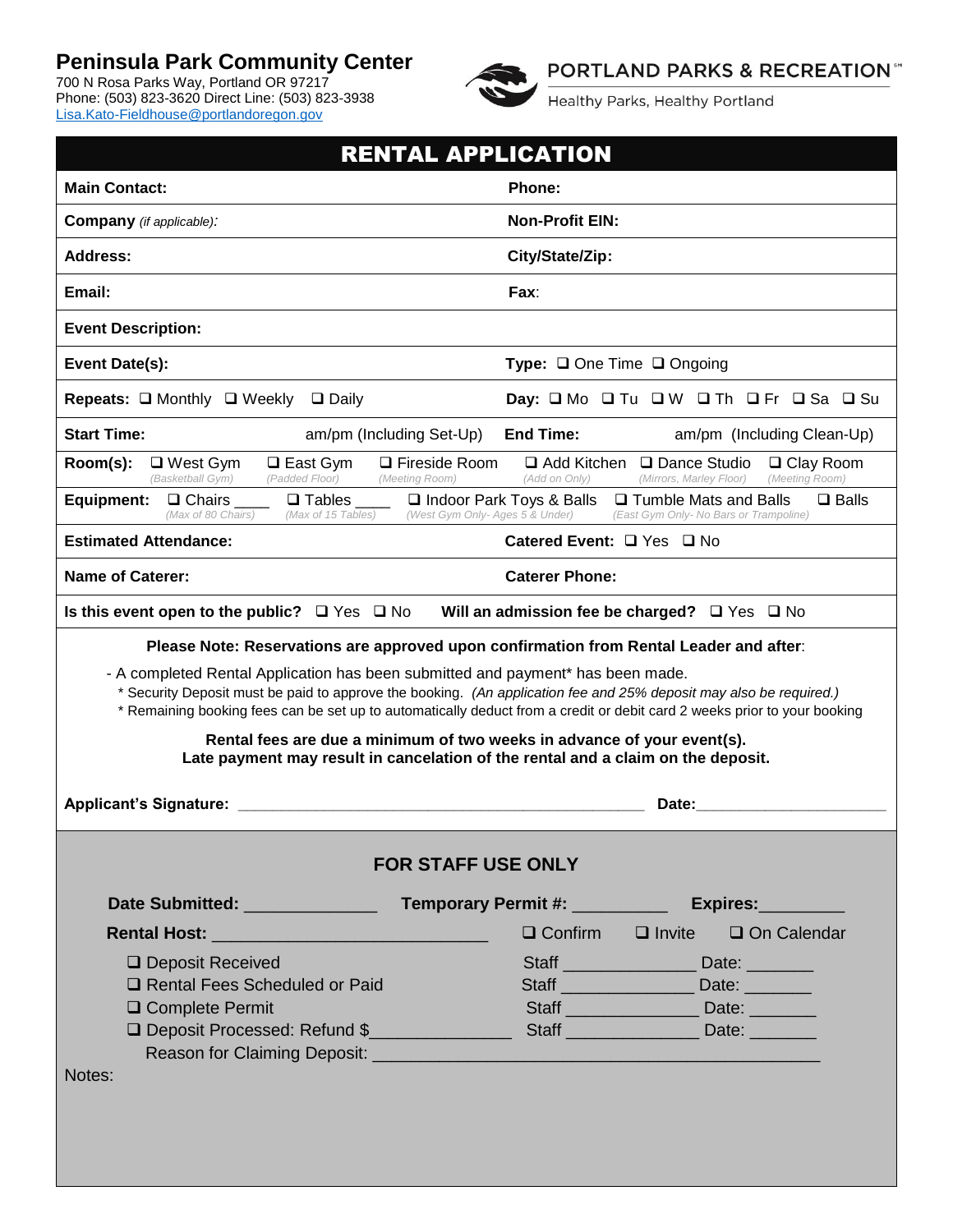## Peninsula Park Community Center

700 N Rosa Parks Way, Portland OR 97217
Phone: (503) 823-3620 Direct Line: (503) 823-3938
Lisa.Kato-Fieldhouse@portlandoregon.gov

**PORTLAND PARKS & RECREATION**
Healthy Parks, Healthy Portland

# RENTAL APPLICATION

| | |
|---|---|
| **Main Contact:** | **Phone:** |
| **Company** *(if applicable):* | **Non-Profit EIN:** |
| **Address:** | **City/State/Zip:** |
| **Email:** | **Fax:** |
| **Event Description:** | |
| **Event Date(s):** | **Type:** ❑ One Time ❑ Ongoing |
| **Repeats:** ❑ Monthly ❑ Weekly ❑ Daily | **Day:** ❑ Mo ❑ Tu ❑ W ❑ Th ❑ Fr ❑ Sa ❑ Su |
| **Start Time:** am/pm (Including Set-Up) | **End Time:** am/pm (Including Clean-Up) |

**Room(s):** ❑ West Gym *(Basketball Gym)* ❑ East Gym *(Padded Floor)* ❑ Fireside Room *(Meeting Room)* ❑ Add Kitchen *(Add on Only)* ❑ Dance Studio *(Mirrors, Marley Floor)* ❑ Clay Room *(Meeting Room)*

**Equipment:** ❑ Chairs ____ *(Max of 80 Chairs)* ❑ Tables ____ *(Max of 15 Tables)* ❑ Indoor Park Toys & Balls *(West Gym Only- Ages 5 & Under)* ❑ Tumble Mats and Balls *(East Gym Only- No Bars or Trampoline)* ❑ Balls

| | |
|---|---|
| **Estimated Attendance:** | **Catered Event:** ❑ Yes ❑ No |
| **Name of Caterer:** | **Caterer Phone:** |

**Is this event open to the public?** ❑ Yes ❑ No **Will an admission fee be charged?** ❑ Yes ❑ No

**Please Note: Reservations are approved upon confirmation from Rental Leader and after**:

- A completed Rental Application has been submitted and payment* has been made.
  - * Security Deposit must be paid to approve the booking. *(An application fee and 25% deposit may also be required.)*
  - * Remaining booking fees can be set up to automatically deduct from a credit or debit card 2 weeks prior to your booking

**Rental fees are due a minimum of two weeks in advance of your event(s).**
**Late payment may result in cancelation of the rental and a claim on the deposit.**

**Applicant's Signature:** ________________________________________________ **Date:**______________________

### FOR STAFF USE ONLY

**Date Submitted:** ______________ **Temporary Permit #:** __________ **Expires:**_________

**Rental Host:** _____________________________ ❑ Confirm ❑ Invite ❑ On Calendar

| | |
|---|---|
| ❑ Deposit Received | Staff ______________ Date: _______ |
| ❑ Rental Fees Scheduled or Paid | Staff ______________ Date: _______ |
| ❑ Complete Permit | Staff ______________ Date: _______ |
| ❑ Deposit Processed: Refund $_______________ | Staff ______________ Date: _______ |

Reason for Claiming Deposit: _______________________________________________

Notes: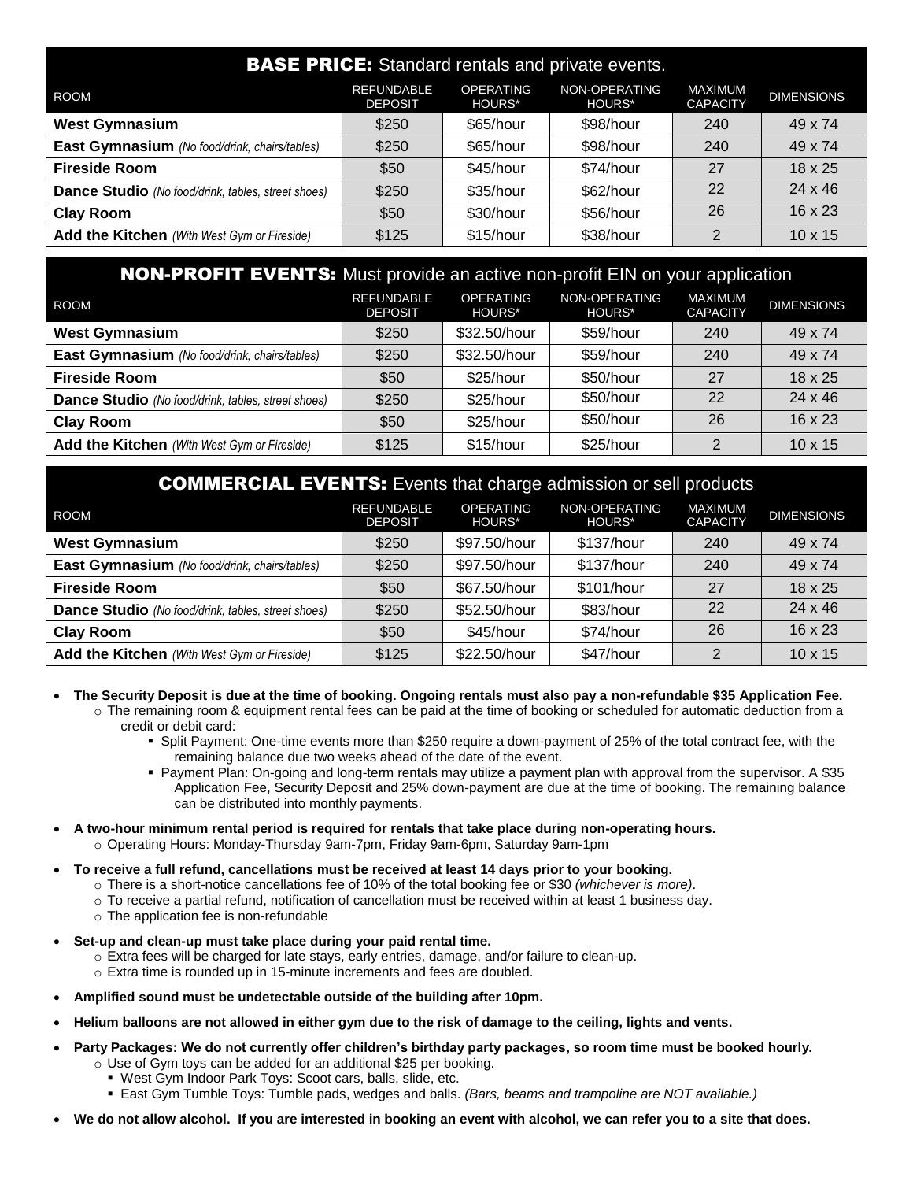| **BASE PRICE:** Standard rentals and private events. | | | | | |
|---|---|---|---|---|---|
| ROOM | REFUNDABLE DEPOSIT | OPERATING HOURS* | NON-OPERATING HOURS* | MAXIMUM CAPACITY | DIMENSIONS |
| **West Gymnasium** | $250 | $65/hour | $98/hour | 240 | 49 x 74 |
| **East Gymnasium** *(No food/drink, chairs/tables)* | $250 | $65/hour | $98/hour | 240 | 49 x 74 |
| **Fireside Room** | $50 | $45/hour | $74/hour | 27 | 18 x 25 |
| **Dance Studio** *(No food/drink, tables, street shoes)* | $250 | $35/hour | $62/hour | 22 | 24 x 46 |
| **Clay Room** | $50 | $30/hour | $56/hour | 26 | 16 x 23 |
| **Add the Kitchen** *(With West Gym or Fireside)* | $125 | $15/hour | $38/hour | 2 | 10 x 15 |

| **NON-PROFIT EVENTS:** Must provide an active non-profit EIN on your application | | | | | |
|---|---|---|---|---|---|
| ROOM | REFUNDABLE DEPOSIT | OPERATING HOURS* | NON-OPERATING HOURS* | MAXIMUM CAPACITY | DIMENSIONS |
| **West Gymnasium** | $250 | $32.50/hour | $59/hour | 240 | 49 x 74 |
| **East Gymnasium** *(No food/drink, chairs/tables)* | $250 | $32.50/hour | $59/hour | 240 | 49 x 74 |
| **Fireside Room** | $50 | $25/hour | $50/hour | 27 | 18 x 25 |
| **Dance Studio** *(No food/drink, tables, street shoes)* | $250 | $25/hour | $50/hour | 22 | 24 x 46 |
| **Clay Room** | $50 | $25/hour | $50/hour | 26 | 16 x 23 |
| **Add the Kitchen** *(With West Gym or Fireside)* | $125 | $15/hour | $25/hour | 2 | 10 x 15 |

| **COMMERCIAL EVENTS:** Events that charge admission or sell products | | | | | |
|---|---|---|---|---|---|
| ROOM | REFUNDABLE DEPOSIT | OPERATING HOURS* | NON-OPERATING HOURS* | MAXIMUM CAPACITY | DIMENSIONS |
| **West Gymnasium** | $250 | $97.50/hour | $137/hour | 240 | 49 x 74 |
| **East Gymnasium** *(No food/drink, chairs/tables)* | $250 | $97.50/hour | $137/hour | 240 | 49 x 74 |
| **Fireside Room** | $50 | $67.50/hour | $101/hour | 27 | 18 x 25 |
| **Dance Studio** *(No food/drink, tables, street shoes)* | $250 | $52.50/hour | $83/hour | 22 | 24 x 46 |
| **Clay Room** | $50 | $45/hour | $74/hour | 26 | 16 x 23 |
| **Add the Kitchen** *(With West Gym or Fireside)* | $125 | $22.50/hour | $47/hour | 2 | 10 x 15 |

- **The Security Deposit is due at the time of booking. Ongoing rentals must also pay a non-refundable $35 Application Fee.**
  - The remaining room & equipment rental fees can be paid at the time of booking or scheduled for automatic deduction from a credit or debit card:
    - Split Payment: One-time events more than $250 require a down-payment of 25% of the total contract fee, with the remaining balance due two weeks ahead of the date of the event.
    - Payment Plan: On-going and long-term rentals may utilize a payment plan with approval from the supervisor. A $35 Application Fee, Security Deposit and 25% down-payment are due at the time of booking. The remaining balance can be distributed into monthly payments.
- **A two-hour minimum rental period is required for rentals that take place during non-operating hours.**
  - Operating Hours: Monday-Thursday 9am-7pm, Friday 9am-6pm, Saturday 9am-1pm
- **To receive a full refund, cancellations must be received at least 14 days prior to your booking.**
  - There is a short-notice cancellations fee of 10% of the total booking fee or $30 *(whichever is more)*.
  - To receive a partial refund, notification of cancellation must be received within at least 1 business day.
  - The application fee is non-refundable
- **Set-up and clean-up must take place during your paid rental time.**
  - Extra fees will be charged for late stays, early entries, damage, and/or failure to clean-up.
  - Extra time is rounded up in 15-minute increments and fees are doubled.
- **Amplified sound must be undetectable outside of the building after 10pm.**
- **Helium balloons are not allowed in either gym due to the risk of damage to the ceiling, lights and vents.**
- **Party Packages: We do not currently offer children's birthday party packages, so room time must be booked hourly.**
  - Use of Gym toys can be added for an additional $25 per booking.
    - West Gym Indoor Park Toys: Scoot cars, balls, slide, etc.
    - East Gym Tumble Toys: Tumble pads, wedges and balls. *(Bars, beams and trampoline are NOT available.)*
- **We do not allow alcohol. If you are interested in booking an event with alcohol, we can refer you to a site that does.**